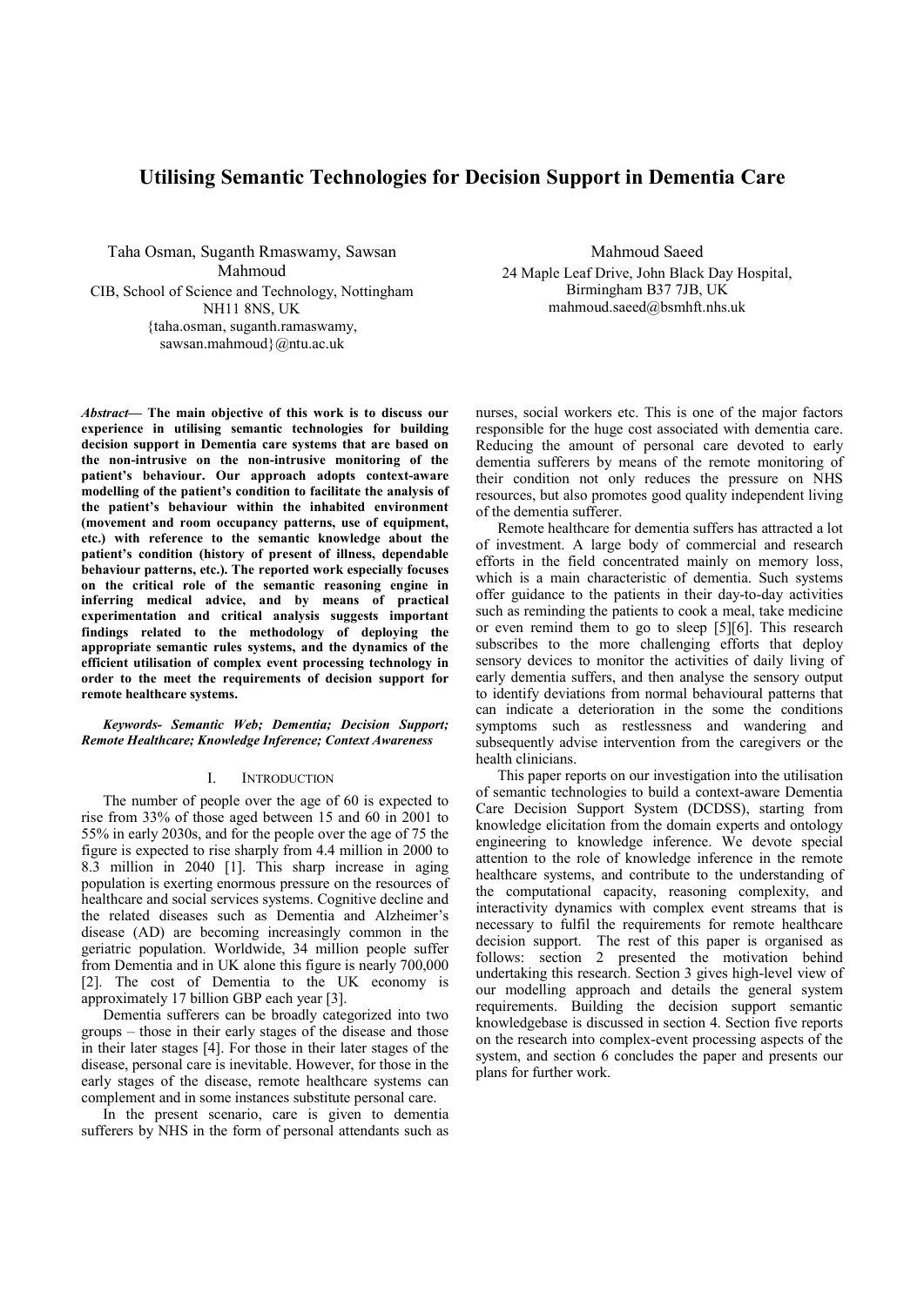# Utilising Semantic Technologies for Decision Support in Dementia Care

Taha Osman, Suganth Rmaswamy, Sawsan Mahmoud
CIB, School of Science and Technology, Nottingham
NH11 8NS, UK
{taha.osman, suganth.ramaswamy, sawsan.mahmoud}@ntu.ac.uk

Mahmoud Saeed
24 Maple Leaf Drive, John Black Day Hospital,
Birmingham B37 7JB, UK
mahmoud.saeed@bsmhft.nhs.uk

***Abstract*— The main objective of this work is to discuss our experience in utilising semantic technologies for building decision support in Dementia care systems that are based on the non-intrusive on the non-intrusive monitoring of the patient's behaviour. Our approach adopts context-aware modelling of the patient's condition to facilitate the analysis of the patient's behaviour within the inhabited environment (movement and room occupancy patterns, use of equipment, etc.) with reference to the semantic knowledge about the patient's condition (history of present of illness, dependable behaviour patterns, etc.). The reported work especially focuses on the critical role of the semantic reasoning engine in inferring medical advice, and by means of practical experimentation and critical analysis suggests important findings related to the methodology of deploying the appropriate semantic rules systems, and the dynamics of the efficient utilisation of complex event processing technology in order to the meet the requirements of decision support for remote healthcare systems.**

***Keywords- Semantic Web; Dementia; Decision Support; Remote Healthcare; Knowledge Inference; Context Awareness***

## I. INTRODUCTION

The number of people over the age of 60 is expected to rise from 33% of those aged between 15 and 60 in 2001 to 55% in early 2030s, and for the people over the age of 75 the figure is expected to rise sharply from 4.4 million in 2000 to 8.3 million in 2040 [1]. This sharp increase in aging population is exerting enormous pressure on the resources of healthcare and social services systems. Cognitive decline and the related diseases such as Dementia and Alzheimer's disease (AD) are becoming increasingly common in the geriatric population. Worldwide, 34 million people suffer from Dementia and in UK alone this figure is nearly 700,000 [2]. The cost of Dementia to the UK economy is approximately 17 billion GBP each year [3].

Dementia sufferers can be broadly categorized into two groups – those in their early stages of the disease and those in their later stages [4]. For those in their later stages of the disease, personal care is inevitable. However, for those in the early stages of the disease, remote healthcare systems can complement and in some instances substitute personal care.

In the present scenario, care is given to dementia sufferers by NHS in the form of personal attendants such as nurses, social workers etc. This is one of the major factors responsible for the huge cost associated with dementia care. Reducing the amount of personal care devoted to early dementia sufferers by means of the remote monitoring of their condition not only reduces the pressure on NHS resources, but also promotes good quality independent living of the dementia sufferer.

Remote healthcare for dementia suffers has attracted a lot of investment. A large body of commercial and research efforts in the field concentrated mainly on memory loss, which is a main characteristic of dementia. Such systems offer guidance to the patients in their day-to-day activities such as reminding the patients to cook a meal, take medicine or even remind them to go to sleep [5][6]. This research subscribes to the more challenging efforts that deploy sensory devices to monitor the activities of daily living of early dementia suffers, and then analyse the sensory output to identify deviations from normal behavioural patterns that can indicate a deterioration in the some the conditions symptoms such as restlessness and wandering and subsequently advise intervention from the caregivers or the health clinicians.

This paper reports on our investigation into the utilisation of semantic technologies to build a context-aware Dementia Care Decision Support System (DCDSS), starting from knowledge elicitation from the domain experts and ontology engineering to knowledge inference. We devote special attention to the role of knowledge inference in the remote healthcare systems, and contribute to the understanding of the computational capacity, reasoning complexity, and interactivity dynamics with complex event streams that is necessary to fulfil the requirements for remote healthcare decision support. The rest of this paper is organised as follows: section 2 presented the motivation behind undertaking this research. Section 3 gives high-level view of our modelling approach and details the general system requirements. Building the decision support semantic knowledgebase is discussed in section 4. Section five reports on the research into complex-event processing aspects of the system, and section 6 concludes the paper and presents our plans for further work.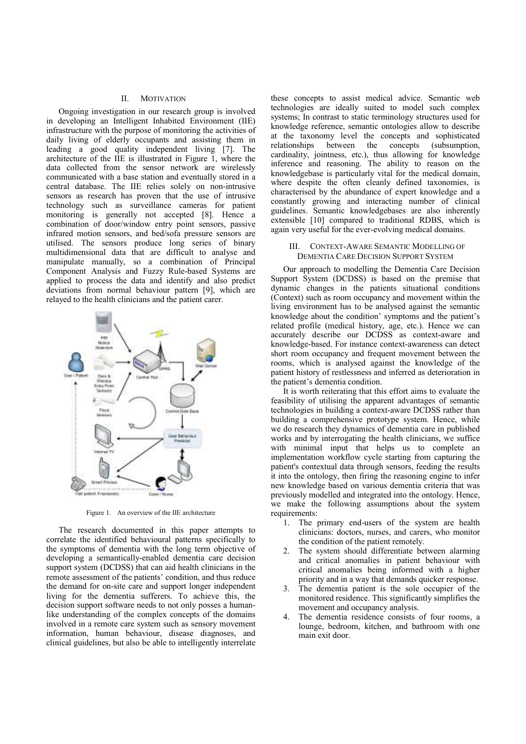## II. MOTIVATION

Ongoing investigation in our research group is involved in developing an Intelligent Inhabited Environment (IIE) infrastructure with the purpose of monitoring the activities of daily living of elderly occupants and assisting them in leading a good quality independent living [7]. The architecture of the IIE is illustrated in Figure 1, where the data collected from the sensor network are wirelessly communicated with a base station and eventually stored in a central database. The IIE relies solely on non-intrusive sensors as research has proven that the use of intrusive technology such as surveillance cameras for patient monitoring is generally not accepted [8]. Hence a combination of door/window entry point sensors, passive infrared motion sensors, and bed/sofa pressure sensors are utilised. The sensors produce long series of binary multidimensional data that are difficult to analyse and manipulate manually, so a combination of Principal Component Analysis and Fuzzy Rule-based Systems are applied to process the data and identify and also predict deviations from normal behaviour pattern [9], which are relayed to the health clinicians and the patient carer.

PIR Motion Detectors
User / Patient
Door & Window Entry Point Sensors
Flood Sensors
Central Hub
GPRS
Web Server
Central Data Base
User Behaviour Predictor
Internet TV
Smart Phones
Visit patient if necessary
Carer / Nurse

Figure 1. An overview of the IIE architecture

The research documented in this paper attempts to correlate the identified behavioural patterns specifically to the symptoms of dementia with the long term objective of developing a semantically-enabled dementia care decision support system (DCDSS) that can aid health clinicians in the remote assessment of the patients' condition, and thus reduce the demand for on-site care and support longer independent living for the dementia sufferers. To achieve this, the decision support software needs to not only posses a human-like understanding of the complex concepts of the domains involved in a remote care system such as sensory movement information, human behaviour, disease diagnoses, and clinical guidelines, but also be able to intelligently interrelate these concepts to assist medical advice. Semantic web technologies are ideally suited to model such complex systems; In contrast to static terminology structures used for knowledge reference, semantic ontologies allow to describe at the taxonomy level the concepts and sophisticated relationships between the concepts (subsumption, cardinality, jointness, etc.), thus allowing for knowledge inference and reasoning. The ability to reason on the knowledgebase is particularly vital for the medical domain, where despite the often cleanly defined taxonomies, is characterised by the abundance of expert knowledge and a constantly growing and interacting number of clinical guidelines. Semantic knowledgebases are also inherently extensible [10] compared to traditional RDBS, which is again very useful for the ever-evolving medical domains.

## III. CONTEXT-AWARE SEMANTIC MODELLING OF DEMENTIA CARE DECISION SUPPORT SYSTEM

Our approach to modelling the Dementia Care Decision Support System (DCDSS) is based on the premise that dynamic changes in the patients situational conditions (Context) such as room occupancy and movement within the living environment has to be analysed against the semantic knowledge about the condition' symptoms and the patient's related profile (medical history, age, etc.). Hence we can accurately describe our DCDSS as context-aware and knowledge-based. For instance context-awareness can detect short room occupancy and frequent movement between the rooms, which is analysed against the knowledge of the patient history of restlessness and inferred as deterioration in the patient's dementia condition.

It is worth reiterating that this effort aims to evaluate the feasibility of utilising the apparent advantages of semantic technologies in building a context-aware DCDSS rather than building a comprehensive prototype system. Hence, while we do research they dynamics of dementia care in published works and by interrogating the health clinicians, we suffice with minimal input that helps us to complete an implementation workflow cycle starting from capturing the patient's contextual data through sensors, feeding the results it into the ontology, then firing the reasoning engine to infer new knowledge based on various dementia criteria that was previously modelled and integrated into the ontology. Hence, we make the following assumptions about the system requirements:

1. The primary end-users of the system are health clinicians: doctors, nurses, and carers, who monitor the condition of the patient remotely.
2. The system should differentiate between alarming and critical anomalies in patient behaviour with critical anomalies being informed with a higher priority and in a way that demands quicker response.
3. The dementia patient is the sole occupier of the monitored residence. This significantly simplifies the movement and occupancy analysis.
4. The dementia residence consists of four rooms, a lounge, bedroom, kitchen, and bathroom with one main exit door.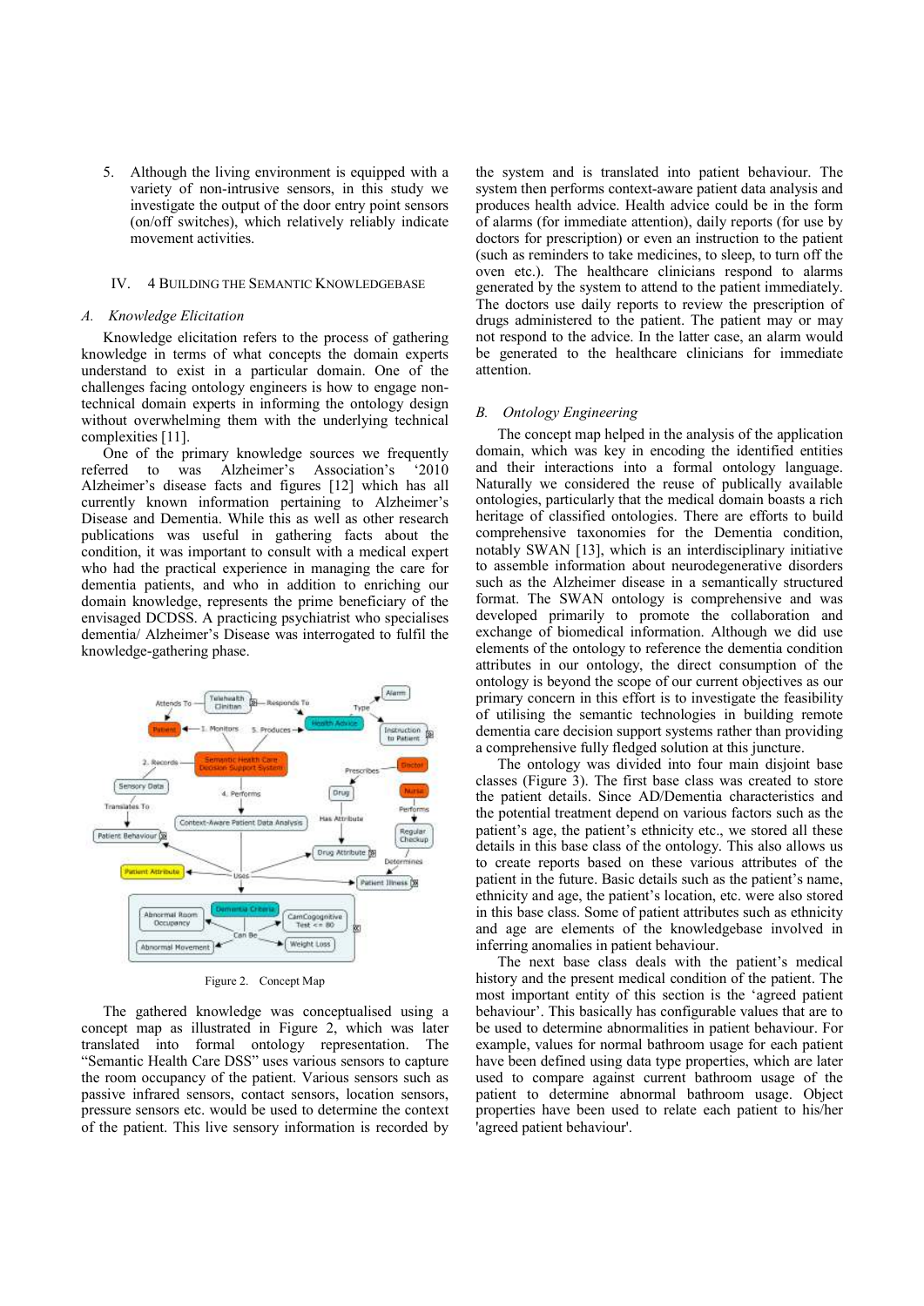5. Although the living environment is equipped with a variety of non-intrusive sensors, in this study we investigate the output of the door entry point sensors (on/off switches), which relatively reliably indicate movement activities.

## IV. 4 Building the Semantic Knowledgebase

### *A. Knowledge Elicitation*

Knowledge elicitation refers to the process of gathering knowledge in terms of what concepts the domain experts understand to exist in a particular domain. One of the challenges facing ontology engineers is how to engage non-technical domain experts in informing the ontology design without overwhelming them with the underlying technical complexities [11].

One of the primary knowledge sources we frequently referred to was Alzheimer's Association's '2010 Alzheimer's disease facts and figures [12] which has all currently known information pertaining to Alzheimer's Disease and Dementia. While this as well as other research publications was useful in gathering facts about the condition, it was important to consult with a medical expert who had the practical experience in managing the care for dementia patients, and who in addition to enriching our domain knowledge, represents the prime beneficiary of the envisaged DCDSS. A practicing psychiatrist who specialises dementia/ Alzheimer's Disease was interrogated to fulfil the knowledge-gathering phase.

Attends To
Telehealth Clinitian
Responds To
Alarm
Type
Patient
1. Monitors
5. Produces
Health Advice
Instruction to Patient
2. Records
Semantic Health Care Decision Support System
Doctor
Prescribes
Sensory Data
4. Performs
Drug
Nurse
Translates To
Performs
Context-Aware Patient Data Analysis
Has Attribute
Regular Checkup
Patient Behaviour
Drug Attribute
Determines
Patient Attribute
Uses
Patient Illness
Dementia Criteria
Abnormal Room Occupancy
CamCogognitive Test <= 80
Can Be
Abnormal Movement
Weight Loss

Figure 2. Concept Map

The gathered knowledge was conceptualised using a concept map as illustrated in Figure 2, which was later translated into formal ontology representation. The "Semantic Health Care DSS" uses various sensors to capture the room occupancy of the patient. Various sensors such as passive infrared sensors, contact sensors, location sensors, pressure sensors etc. would be used to determine the context of the patient. This live sensory information is recorded by the system and is translated into patient behaviour. The system then performs context-aware patient data analysis and produces health advice. Health advice could be in the form of alarms (for immediate attention), daily reports (for use by doctors for prescription) or even an instruction to the patient (such as reminders to take medicines, to sleep, to turn off the oven etc.). The healthcare clinicians respond to alarms generated by the system to attend to the patient immediately. The doctors use daily reports to review the prescription of drugs administered to the patient. The patient may or may not respond to the advice. In the latter case, an alarm would be generated to the healthcare clinicians for immediate attention.

### *B. Ontology Engineering*

The concept map helped in the analysis of the application domain, which was key in encoding the identified entities and their interactions into a formal ontology language. Naturally we considered the reuse of publically available ontologies, particularly that the medical domain boasts a rich heritage of classified ontologies. There are efforts to build comprehensive taxonomies for the Dementia condition, notably SWAN [13], which is an interdisciplinary initiative to assemble information about neurodegenerative disorders such as the Alzheimer disease in a semantically structured format. The SWAN ontology is comprehensive and was developed primarily to promote the collaboration and exchange of biomedical information. Although we did use elements of the ontology to reference the dementia condition attributes in our ontology, the direct consumption of the ontology is beyond the scope of our current objectives as our primary concern in this effort is to investigate the feasibility of utilising the semantic technologies in building remote dementia care decision support systems rather than providing a comprehensive fully fledged solution at this juncture.

The ontology was divided into four main disjoint base classes (Figure 3). The first base class was created to store the patient details. Since AD/Dementia characteristics and the potential treatment depend on various factors such as the patient's age, the patient's ethnicity etc., we stored all these details in this base class of the ontology. This also allows us to create reports based on these various attributes of the patient in the future. Basic details such as the patient's name, ethnicity and age, the patient's location, etc. were also stored in this base class. Some of patient attributes such as ethnicity and age are elements of the knowledgebase involved in inferring anomalies in patient behaviour.

The next base class deals with the patient's medical history and the present medical condition of the patient. The most important entity of this section is the 'agreed patient behaviour'. This basically has configurable values that are to be used to determine abnormalities in patient behaviour. For example, values for normal bathroom usage for each patient have been defined using data type properties, which are later used to compare against current bathroom usage of the patient to determine abnormal bathroom usage. Object properties have been used to relate each patient to his/her 'agreed patient behaviour'.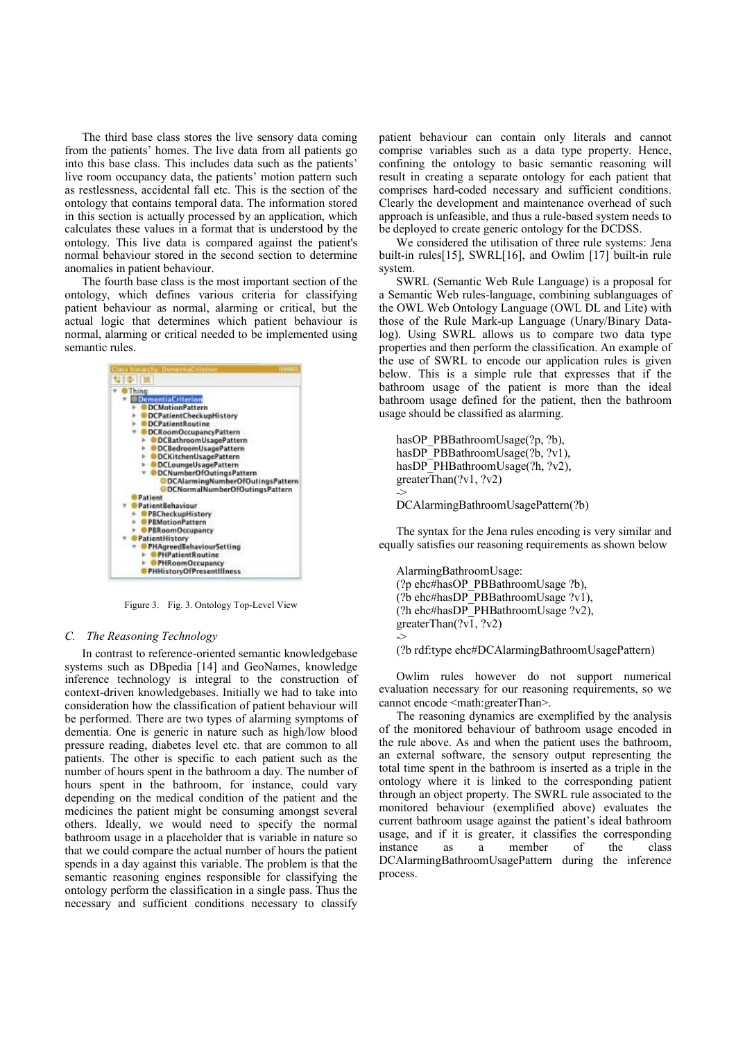The third base class stores the live sensory data coming from the patients' homes. The live data from all patients go into this base class. This includes data such as the patients' live room occupancy data, the patients' motion pattern such as restlessness, accidental fall etc. This is the section of the ontology that contains temporal data. The information stored in this section is actually processed by an application, which calculates these values in a format that is understood by the ontology. This live data is compared against the patient's normal behaviour stored in the second section to determine anomalies in patient behaviour.

The fourth base class is the most important section of the ontology, which defines various criteria for classifying patient behaviour as normal, alarming or critical, but the actual logic that determines which patient behaviour is normal, alarming or critical needed to be implemented using semantic rules.

Class hierarchy: DementiaCriterion

Thing
DementiaCriterion
DCMotionPattern
DCPatientCheckupHistory
DCPatientRoutine
DCRoomOccupancyPattern
DCBathroomUsagePattern
DCBedroomUsagePattern
DCKitchenUsagePattern
DCLoungeUsagePattern
DCNumberOfOutingsPattern
DCAlarmingNumberOfOutingsPattern
DCNormalNumberOfOutingsPattern
Patient
PatientBehaviour
PBCheckupHistory
PBMotionPattern
PBRoomOccupancy
PatientHistory
PHAgreedBehaviourSetting
PHPatientRoutine
PHRoomOccupancy
PHHistoryOfPresentIllness

Figure 3. Fig. 3. Ontology Top-Level View

### C. The Reasoning Technology

In contrast to reference-oriented semantic knowledgebase systems such as DBpedia [14] and GeoNames, knowledge inference technology is integral to the construction of context-driven knowledgebases. Initially we had to take into consideration how the classification of patient behaviour will be performed. There are two types of alarming symptoms of dementia. One is generic in nature such as high/low blood pressure reading, diabetes level etc. that are common to all patients. The other is specific to each patient such as the number of hours spent in the bathroom a day. The number of hours spent in the bathroom, for instance, could vary depending on the medical condition of the patient and the medicines the patient might be consuming amongst several others. Ideally, we would need to specify the normal bathroom usage in a placeholder that is variable in nature so that we could compare the actual number of hours the patient spends in a day against this variable. The problem is that the semantic reasoning engines responsible for classifying the ontology perform the classification in a single pass. Thus the necessary and sufficient conditions necessary to classify patient behaviour can contain only literals and cannot comprise variables such as a data type property. Hence, confining the ontology to basic semantic reasoning will result in creating a separate ontology for each patient that comprises hard-coded necessary and sufficient conditions. Clearly the development and maintenance overhead of such approach is unfeasible, and thus a rule-based system needs to be deployed to create generic ontology for the DCDSS.

We considered the utilisation of three rule systems: Jena built-in rules[15], SWRL[16], and Owlim [17] built-in rule system.

SWRL (Semantic Web Rule Language) is a proposal for a Semantic Web rules-language, combining sublanguages of the OWL Web Ontology Language (OWL DL and Lite) with those of the Rule Mark-up Language (Unary/Binary Datalog). Using SWRL allows us to compare two data type properties and then perform the classification. An example of the use of SWRL to encode our application rules is given below. This is a simple rule that expresses that if the bathroom usage of the patient is more than the ideal bathroom usage defined for the patient, then the bathroom usage should be classified as alarming.

```
hasOP_PBBathroomUsage(?p, ?b),
hasDP_PBBathroomUsage(?b, ?v1),
hasDP_PHBathroomUsage(?h, ?v2),
greaterThan(?v1, ?v2)
->
DCAlarmingBathroomUsagePattern(?b)
```

The syntax for the Jena rules encoding is very similar and equally satisfies our reasoning requirements as shown below

```
AlarmingBathroomUsage:
(?p ehc#hasOP_PBBathroomUsage ?b),
(?b ehc#hasDP_PBBathroomUsage ?v1),
(?h ehc#hasDP_PHBathroomUsage ?v2),
greaterThan(?v1, ?v2)
->
(?b rdf:type ehc#DCAlarmingBathroomUsagePattern)
```

Owlim rules however do not support numerical evaluation necessary for our reasoning requirements, so we cannot encode <math:greaterThan>.

The reasoning dynamics are exemplified by the analysis of the monitored behaviour of bathroom usage encoded in the rule above. As and when the patient uses the bathroom, an external software, the sensory output representing the total time spent in the bathroom is inserted as a triple in the ontology where it is linked to the corresponding patient through an object property. The SWRL rule associated to the monitored behaviour (exemplified above) evaluates the current bathroom usage against the patient's ideal bathroom usage, and if it is greater, it classifies the corresponding instance as a member of the class DCAlarmingBathroomUsagePattern during the inference process.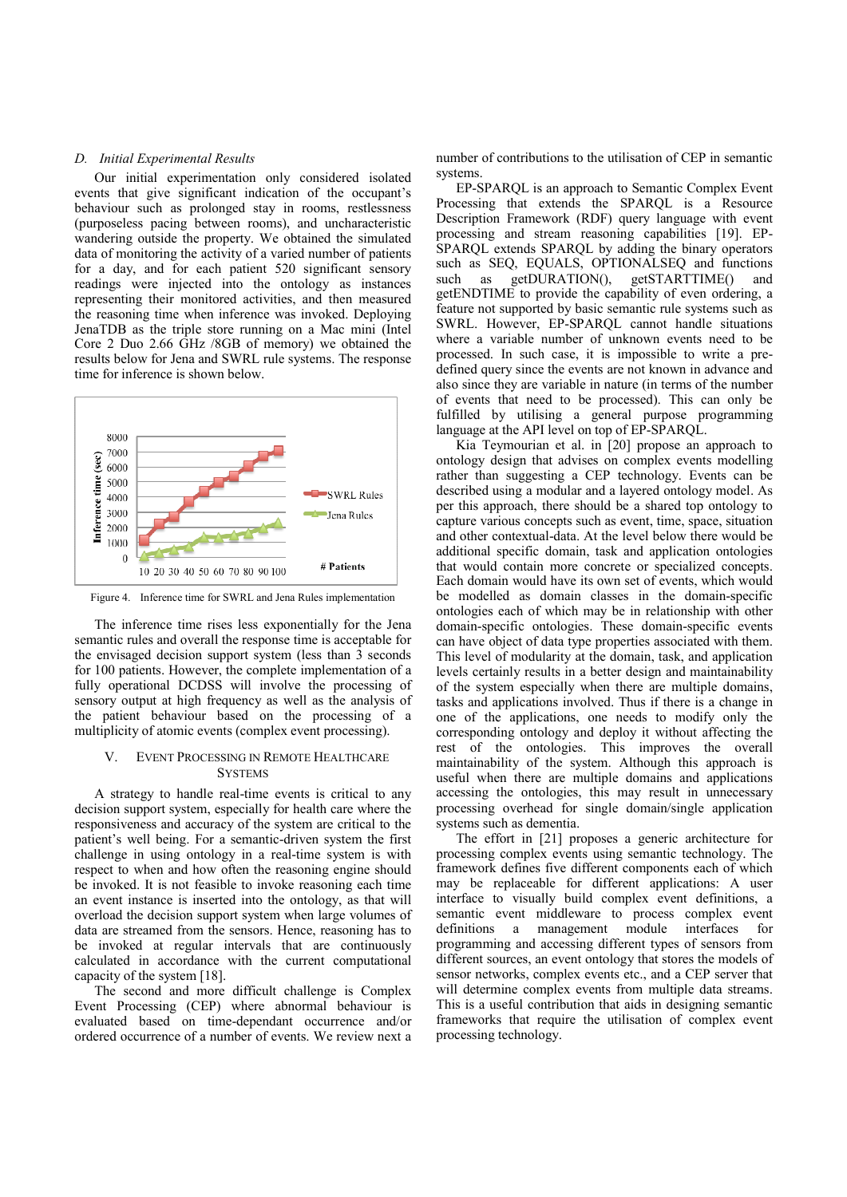### D. *Initial Experimental Results*

Our initial experimentation only considered isolated events that give significant indication of the occupant's behaviour such as prolonged stay in rooms, restlessness (purposeless pacing between rooms), and uncharacteristic wandering outside the property. We obtained the simulated data of monitoring the activity of a varied number of patients for a day, and for each patient 520 significant sensory readings were injected into the ontology as instances representing their monitored activities, and then measured the reasoning time when inference was invoked. Deploying JenaTDB as the triple store running on a Mac mini (Intel Core 2 Duo 2.66 GHz /8GB of memory) we obtained the results below for Jena and SWRL rule systems. The response time for inference is shown below.

8000
7000
6000
5000
4000
3000
2000
1000
0

Inference time (sec)

10 20 30 40 50 60 70 80 90 100

SWRL Rules
Jena Rules

# Patients

Figure 4. Inference time for SWRL and Jena Rules implementation

The inference time rises less exponentially for the Jena semantic rules and overall the response time is acceptable for the envisaged decision support system (less than 3 seconds for 100 patients. However, the complete implementation of a fully operational DCDSS will involve the processing of sensory output at high frequency as well as the analysis of the patient behaviour based on the processing of a multiplicity of atomic events (complex event processing).

## V. Event Processing in Remote Healthcare Systems

A strategy to handle real-time events is critical to any decision support system, especially for health care where the responsiveness and accuracy of the system are critical to the patient's well being. For a semantic-driven system the first challenge in using ontology in a real-time system is with respect to when and how often the reasoning engine should be invoked. It is not feasible to invoke reasoning each time an event instance is inserted into the ontology, as that will overload the decision support system when large volumes of data are streamed from the sensors. Hence, reasoning has to be invoked at regular intervals that are continuously calculated in accordance with the current computational capacity of the system [18].

The second and more difficult challenge is Complex Event Processing (CEP) where abnormal behaviour is evaluated based on time-dependant occurrence and/or ordered occurrence of a number of events. We review next a number of contributions to the utilisation of CEP in semantic systems.

EP-SPARQL is an approach to Semantic Complex Event Processing that extends the SPARQL is a Resource Description Framework (RDF) query language with event processing and stream reasoning capabilities [19]. EP-SPARQL extends SPARQL by adding the binary operators such as SEQ, EQUALS, OPTIONALSEQ and functions such as getDURATION(), getSTARTTIME() and getENDTIME to provide the capability of even ordering, a feature not supported by basic semantic rule systems such as SWRL. However, EP-SPARQL cannot handle situations where a variable number of unknown events need to be processed. In such case, it is impossible to write a pre-defined query since the events are not known in advance and also since they are variable in nature (in terms of the number of events that need to be processed). This can only be fulfilled by utilising a general purpose programming language at the API level on top of EP-SPARQL.

Kia Teymourian et al. in [20] propose an approach to ontology design that advises on complex events modelling rather than suggesting a CEP technology. Events can be described using a modular and a layered ontology model. As per this approach, there should be a shared top ontology to capture various concepts such as event, time, space, situation and other contextual-data. At the level below there would be additional specific domain, task and application ontologies that would contain more concrete or specialized concepts. Each domain would have its own set of events, which would be modelled as domain classes in the domain-specific ontologies each of which may be in relationship with other domain-specific ontologies. These domain-specific events can have object of data type properties associated with them. This level of modularity at the domain, task, and application levels certainly results in a better design and maintainability of the system especially when there are multiple domains, tasks and applications involved. Thus if there is a change in one of the applications, one needs to modify only the corresponding ontology and deploy it without affecting the rest of the ontologies. This improves the overall maintainability of the system. Although this approach is useful when there are multiple domains and applications accessing the ontologies, this may result in unnecessary processing overhead for single domain/single application systems such as dementia.

The effort in [21] proposes a generic architecture for processing complex events using semantic technology. The framework defines five different components each of which may be replaceable for different applications: A user interface to visually build complex event definitions, a semantic event middleware to process complex event definitions a management module interfaces for programming and accessing different types of sensors from different sources, an event ontology that stores the models of sensor networks, complex events etc., and a CEP server that will determine complex events from multiple data streams. This is a useful contribution that aids in designing semantic frameworks that require the utilisation of complex event processing technology.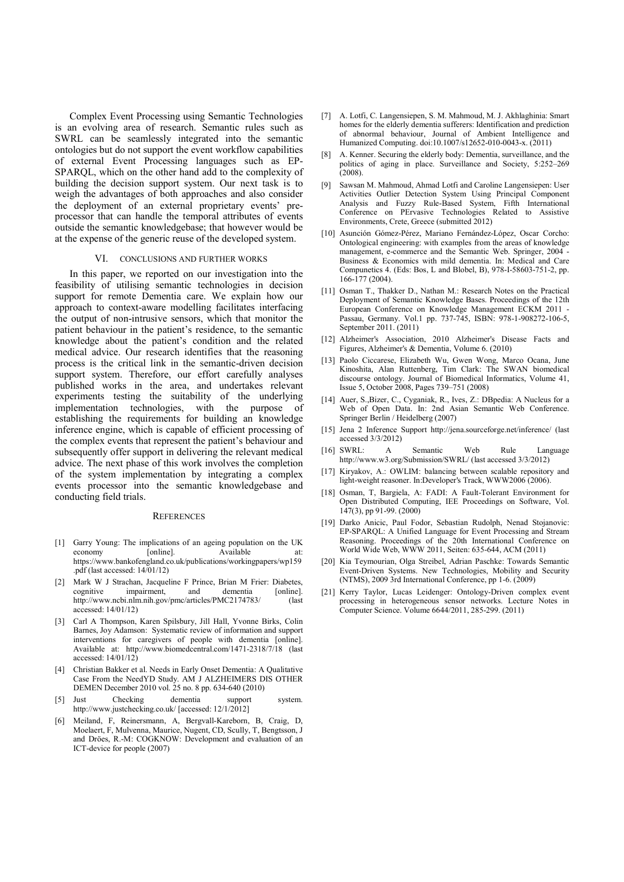Complex Event Processing using Semantic Technologies is an evolving area of research. Semantic rules such as SWRL can be seamlessly integrated into the semantic ontologies but do not support the event workflow capabilities of external Event Processing languages such as EP-SPARQL, which on the other hand add to the complexity of building the decision support system. Our next task is to weigh the advantages of both approaches and also consider the deployment of an external proprietary events' pre-processor that can handle the temporal attributes of events outside the semantic knowledgebase; that however would be at the expense of the generic reuse of the developed system.

## VI. CONCLUSIONS AND FURTHER WORKS

In this paper, we reported on our investigation into the feasibility of utilising semantic technologies in decision support for remote Dementia care. We explain how our approach to context-aware modelling facilitates interfacing the output of non-intrusive sensors, which that monitor the patient behaviour in the patient's residence, to the semantic knowledge about the patient's condition and the related medical advice. Our research identifies that the reasoning process is the critical link in the semantic-driven decision support system. Therefore, our effort carefully analyses published works in the area, and undertakes relevant experiments testing the suitability of the underlying implementation technologies, with the purpose of establishing the requirements for building an knowledge inference engine, which is capable of efficient processing of the complex events that represent the patient's behaviour and subsequently offer support in delivering the relevant medical advice. The next phase of this work involves the completion of the system implementation by integrating a complex events processor into the semantic knowledgebase and conducting field trials.

## REFERENCES

[1] Garry Young: The implications of an ageing population on the UK economy [online]. Available at: https://www.bankofengland.co.uk/publications/workingpapers/wp159.pdf (last accessed: 14/01/12)

[2] Mark W J Strachan, Jacqueline F Prince, Brian M Frier: Diabetes, cognitive impairment, and dementia [online]. http://www.ncbi.nlm.nih.gov/pmc/articles/PMC2174783/ (last accessed: 14/01/12)

[3] Carl A Thompson, Karen Spilsbury, Jill Hall, Yvonne Birks, Colin Barnes, Joy Adamson: Systematic review of information and support interventions for caregivers of people with dementia [online]. Available at: http://www.biomedcentral.com/1471-2318/7/18 (last accessed: 14/01/12)

[4] Christian Bakker et al. Needs in Early Onset Dementia: A Qualitative Case From the NeedYD Study. AM J ALZHEIMERS DIS OTHER DEMEN December 2010 vol. 25 no. 8 pp. 634-640 (2010)

[5] Just Checking dementia support system. http://www.justchecking.co.uk/ [accessed: 12/1/2012]

[6] Meiland, F, Reinersmann, A, Bergvall-Kareborn, B, Craig, D, Moelaert, F, Mulvenna, Maurice, Nugent, CD, Scully, T, Bengtsson, J and Dröes, R.-M: COGKNOW: Development and evaluation of an ICT-device for people (2007)

[7] A. Lotfi, C. Langensiepen, S. M. Mahmoud, M. J. Akhlaghinia: Smart homes for the elderly dementia sufferers: Identification and prediction of abnormal behaviour, Journal of Ambient Intelligence and Humanized Computing. doi:10.1007/s12652-010-0043-x. (2011)

[8] A. Kenner. Securing the elderly body: Dementia, surveillance, and the politics of aging in place. Surveillance and Society, 5:252–269 (2008).

[9] Sawsan M. Mahmoud, Ahmad Lotfi and Caroline Langensiepen: User Activities Outlier Detection System Using Principal Component Analysis and Fuzzy Rule-Based System, Fifth International Conference on PErvasive Technologies Related to Assistive Environments, Crete, Greece (submitted 2012)

[10] Asunción Gómez-Pérez, Mariano Fernández-López, Oscar Corcho: Ontological engineering: with examples from the areas of knowledge management, e-commerce and the Semantic Web. Springer, 2004 - Business & Economics with mild dementia. In: Medical and Care Compunetics 4. (Eds: Bos, L and Blobel, B), 978-I-58603-751-2, pp. 166-177 (2004).

[11] Osman T., Thakker D., Nathan M.: Research Notes on the Practical Deployment of Semantic Knowledge Bases. Proceedings of the 12th European Conference on Knowledge Management ECKM 2011 - Passau, Germany. Vol.1 pp. 737-745, ISBN: 978-1-908272-106-5, September 2011. (2011)

[12] Alzheimer's Association, 2010 Alzheimer's Disease Facts and Figures, Alzheimer's & Dementia, Volume 6. (2010)

[13] Paolo Ciccarese, Elizabeth Wu, Gwen Wong, Marco Ocana, June Kinoshita, Alan Ruttenberg, Tim Clark: The SWAN biomedical discourse ontology. Journal of Biomedical Informatics, Volume 41, Issue 5, October 2008, Pages 739–751 (2008)

[14] Auer, S.,Bizer, C., Cyganiak, R., Ives, Z.: DBpedia: A Nucleus for a Web of Open Data. In: 2nd Asian Semantic Web Conference. Springer Berlin / Heidelberg (2007)

[15] Jena 2 Inference Support http://jena.sourceforge.net/inference/ (last accessed 3/3/2012)

[16] SWRL: A Semantic Web Rule Language http://www.w3.org/Submission/SWRL/ (last accessed 3/3/2012)

[17] Kiryakov, A.: OWLIM: balancing between scalable repository and light-weight reasoner. In:Developer's Track, WWW2006 (2006).

[18] Osman, T, Bargiela, A: FADI: A Fault-Tolerant Environment for Open Distributed Computing, IEE Proceedings on Software, Vol. 147(3), pp 91-99. (2000)

[19] Darko Anicic, Paul Fodor, Sebastian Rudolph, Nenad Stojanovic: EP-SPARQL: A Unified Language for Event Processing and Stream Reasoning. Proceedings of the 20th International Conference on World Wide Web, WWW 2011, Seiten: 635-644, ACM (2011)

[20] Kia Teymourian, Olga Streibel, Adrian Paschke: Towards Semantic Event-Driven Systems. New Technologies, Mobility and Security (NTMS), 2009 3rd International Conference, pp 1-6. (2009)

[21] Kerry Taylor, Lucas Leidenger: Ontology-Driven complex event processing in heterogeneous sensor networks. Lecture Notes in Computer Science. Volume 6644/2011, 285-299. (2011)